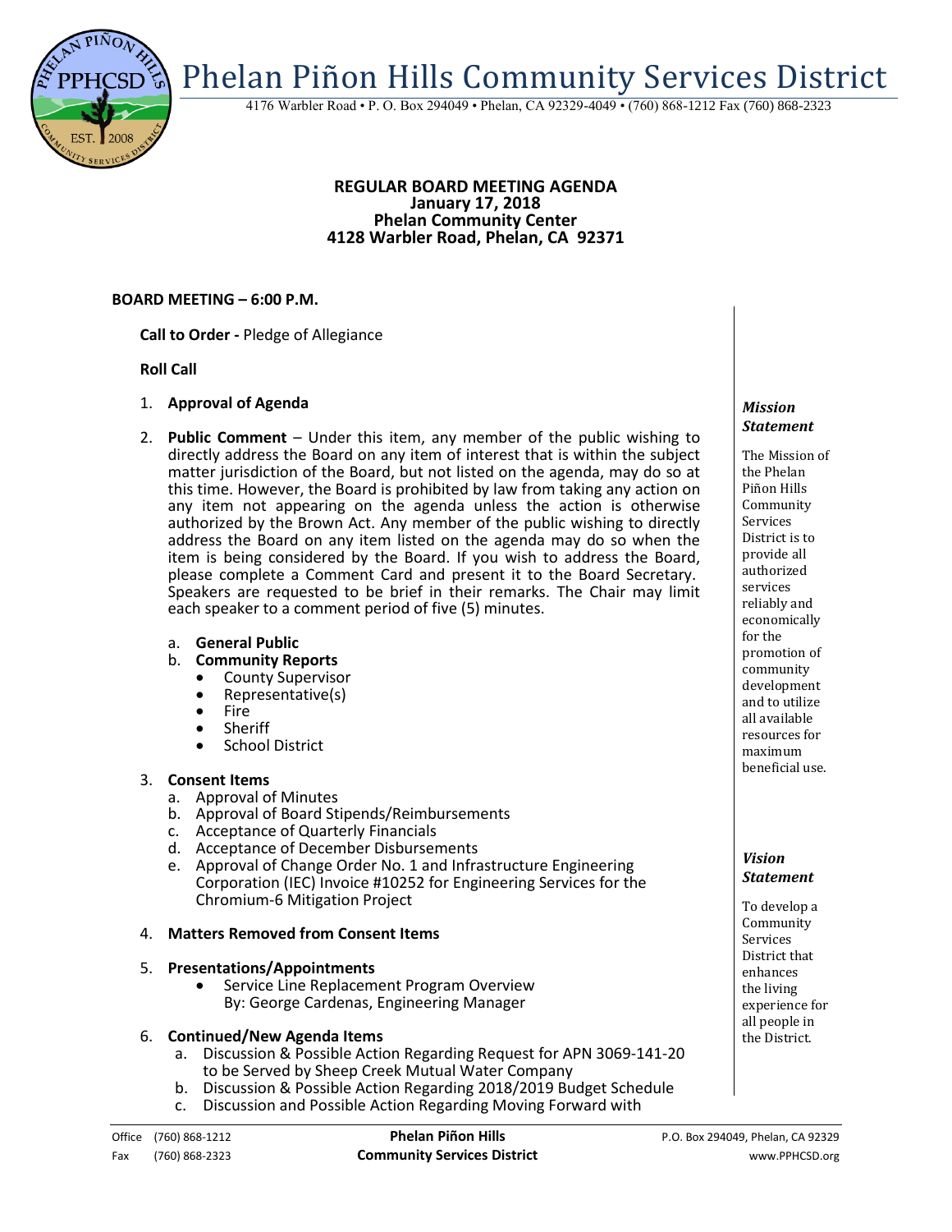# Phelan Piñon Hills Community Services District

4176 Warbler Road • P. O. Box 294049 • Phelan, CA 92329-4049 • (760) 868-1212 Fax (760) 868-2323

**REGULAR BOARD MEETING AGENDA**
**January 17, 2018**
**Phelan Community Center**
**4128 Warbler Road, Phelan, CA 92371**

**BOARD MEETING – 6:00 P.M.**

**Call to Order -** Pledge of Allegiance

**Roll Call**

1. **Approval of Agenda**

2. **Public Comment** – Under this item, any member of the public wishing to directly address the Board on any item of interest that is within the subject matter jurisdiction of the Board, but not listed on the agenda, may do so at this time. However, the Board is prohibited by law from taking any action on any item not appearing on the agenda unless the action is otherwise authorized by the Brown Act. Any member of the public wishing to directly address the Board on any item listed on the agenda may do so when the item is being considered by the Board. If you wish to address the Board, please complete a Comment Card and present it to the Board Secretary. Speakers are requested to be brief in their remarks. The Chair may limit each speaker to a comment period of five (5) minutes.
   a. **General Public**
   b. **Community Reports**
      - County Supervisor
      - Representative(s)
      - Fire
      - Sheriff
      - School District

3. **Consent Items**
   a. Approval of Minutes
   b. Approval of Board Stipends/Reimbursements
   c. Acceptance of Quarterly Financials
   d. Acceptance of December Disbursements
   e. Approval of Change Order No. 1 and Infrastructure Engineering Corporation (IEC) Invoice #10252 for Engineering Services for the Chromium-6 Mitigation Project

4. **Matters Removed from Consent Items**

5. **Presentations/Appointments**
   - Service Line Replacement Program Overview
     By: George Cardenas, Engineering Manager

6. **Continued/New Agenda Items**
   a. Discussion & Possible Action Regarding Request for APN 3069-141-20 to be Served by Sheep Creek Mutual Water Company
   b. Discussion & Possible Action Regarding 2018/2019 Budget Schedule
   c. Discussion and Possible Action Regarding Moving Forward with

***Mission Statement***

The Mission of the Phelan Piñon Hills Community Services District is to provide all authorized services reliably and economically for the promotion of community development and to utilize all available resources for maximum beneficial use.

***Vision Statement***

To develop a Community Services District that enhances the living experience for all people in the District.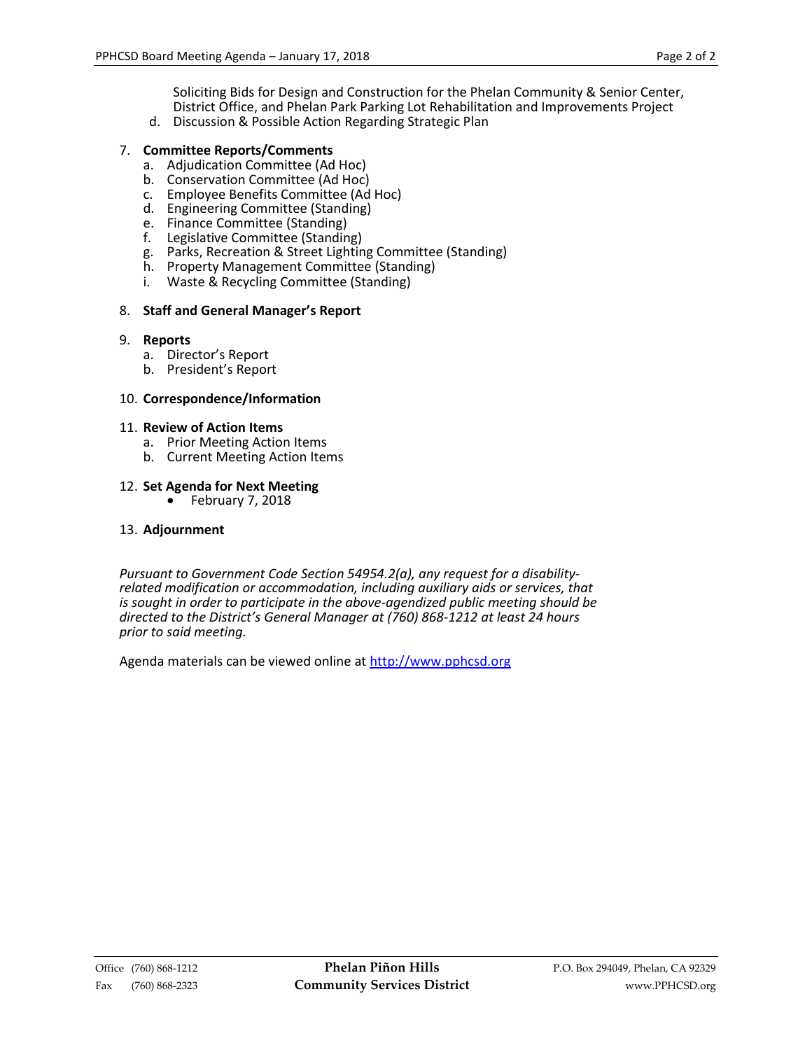Soliciting Bids for Design and Construction for the Phelan Community & Senior Center, District Office, and Phelan Park Parking Lot Rehabilitation and Improvements Project

d. Discussion & Possible Action Regarding Strategic Plan

7. **Committee Reports/Comments**
    a. Adjudication Committee (Ad Hoc)
    b. Conservation Committee (Ad Hoc)
    c. Employee Benefits Committee (Ad Hoc)
    d. Engineering Committee (Standing)
    e. Finance Committee (Standing)
    f. Legislative Committee (Standing)
    g. Parks, Recreation & Street Lighting Committee (Standing)
    h. Property Management Committee (Standing)
    i. Waste & Recycling Committee (Standing)

8. **Staff and General Manager's Report**

9. **Reports**
    a. Director's Report
    b. President's Report

10. **Correspondence/Information**

11. **Review of Action Items**
    a. Prior Meeting Action Items
    b. Current Meeting Action Items

12. **Set Agenda for Next Meeting**
    - February 7, 2018

13. **Adjournment**

*Pursuant to Government Code Section 54954.2(a), any request for a disability-related modification or accommodation, including auxiliary aids or services, that is sought in order to participate in the above-agendized public meeting should be directed to the District's General Manager at (760) 868-1212 at least 24 hours prior to said meeting.*

Agenda materials can be viewed online at http://www.pphcsd.org

Office (760) 868-1212 | Fax (760) 868-2323

**Phelan Piñon Hills Community Services District**

P.O. Box 294049, Phelan, CA 92329 | www.PPHCSD.org